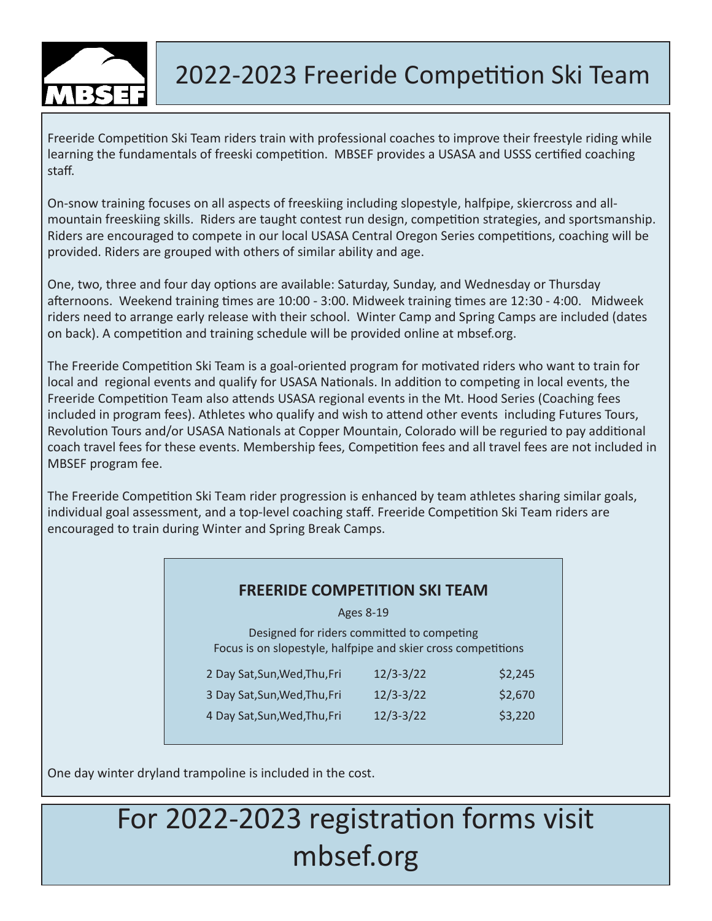# 2022-2023 Freeride Competition Ski Team

Freeride Competition Ski Team riders train with professional coaches to improve their freestyle riding while learning the fundamentals of freeski competition. MBSEF provides a USASA and USSS certified coaching staff.

On-snow training focuses on all aspects of freeskiing including slopestyle, halfpipe, skiercross and all-mountain freeskiing skills. Riders are taught contest run design, competition strategies, and sportsmanship. Riders are encouraged to compete in our local USASA Central Oregon Series competitions, coaching will be provided. Riders are grouped with others of similar ability and age.

One, two, three and four day options are available: Saturday, Sunday, and Wednesday or Thursday afternoons. Weekend training times are 10:00 - 3:00. Midweek training times are 12:30 - 4:00. Midweek riders need to arrange early release with their school. Winter Camp and Spring Camps are included (dates on back). A competition and training schedule will be provided online at mbsef.org.

The Freeride Competition Ski Team is a goal-oriented program for motivated riders who want to train for local and regional events and qualify for USASA Nationals. In addition to competing in local events, the Freeride Competition Team also attends USASA regional events in the Mt. Hood Series (Coaching fees included in program fees). Athletes who qualify and wish to attend other events including Futures Tours, Revolution Tours and/or USASA Nationals at Copper Mountain, Colorado will be reguried to pay additional coach travel fees for these events. Membership fees, Competition fees and all travel fees are not included in MBSEF program fee.

The Freeride Competition Ski Team rider progression is enhanced by team athletes sharing similar goals, individual goal assessment, and a top-level coaching staff. Freeride Competition Ski Team riders are encouraged to train during Winter and Spring Break Camps.

## FREERIDE COMPETITION SKI TEAM

Ages 8-19

Designed for riders committed to competing
Focus is on slopestyle, halfpipe and skier cross competitions

| Option | Dates | Price |
|---|---|---|
| 2 Day Sat,Sun,Wed,Thu,Fri | 12/3-3/22 | $2,245 |
| 3 Day Sat,Sun,Wed,Thu,Fri | 12/3-3/22 | $2,670 |
| 4 Day Sat,Sun,Wed,Thu,Fri | 12/3-3/22 | $3,220 |

One day winter dryland trampoline is included in the cost.

## For 2022-2023 registration forms visit mbsef.org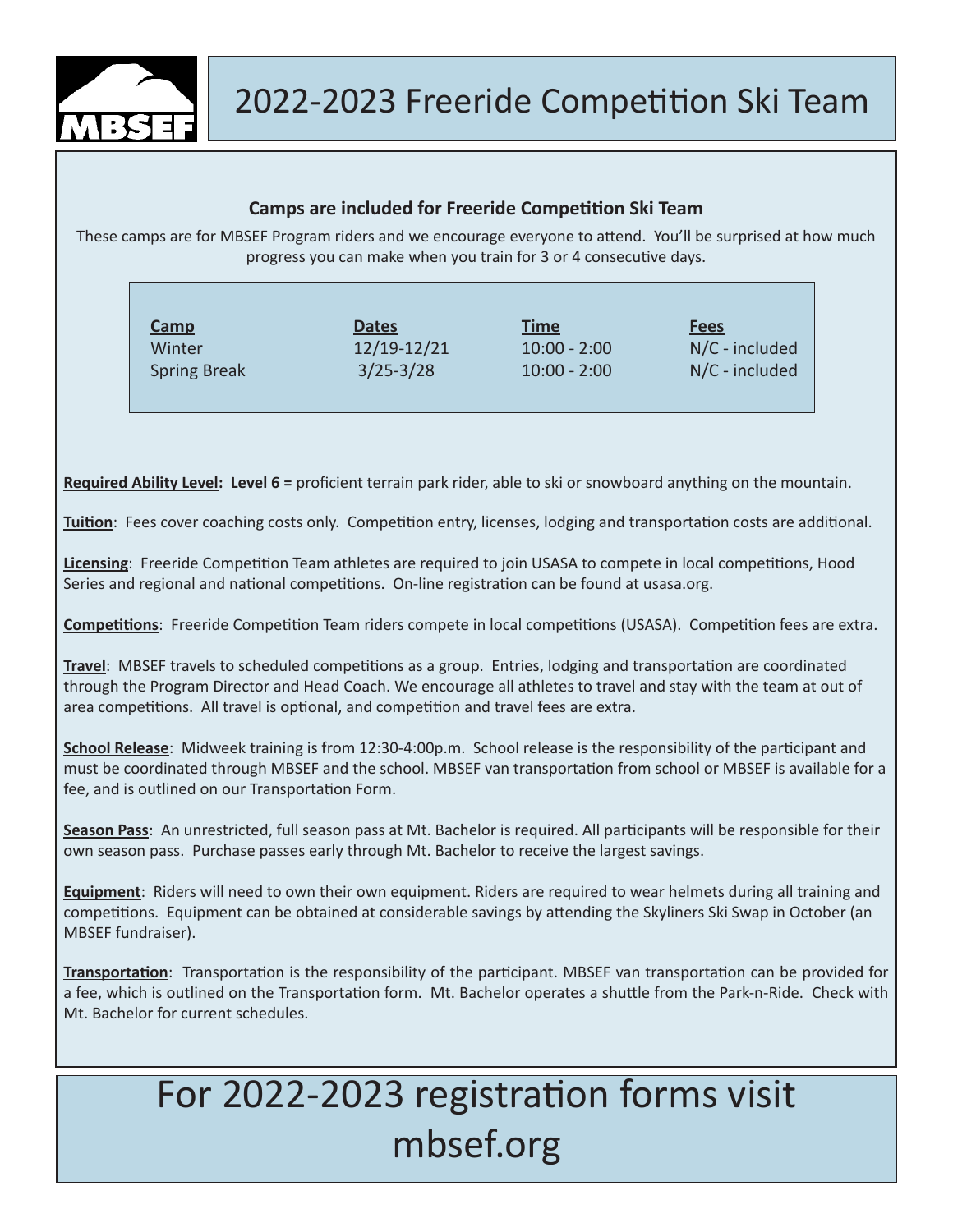MBSEF

# 2022-2023 Freeride Competition Ski Team

**Camps are included for Freeride Competition Ski Team**

These camps are for MBSEF Program riders and we encourage everyone to attend. You'll be surprised at how much progress you can make when you train for 3 or 4 consecutive days.

| Camp | Dates | Time | Fees |
|---|---|---|---|
| Winter | 12/19-12/21 | 10:00 - 2:00 | N/C - included |
| Spring Break | 3/25-3/28 | 10:00 - 2:00 | N/C - included |

**Required Ability Level: Level 6 =** proficient terrain park rider, able to ski or snowboard anything on the mountain.

**Tuition**: Fees cover coaching costs only. Competition entry, licenses, lodging and transportation costs are additional.

**Licensing**: Freeride Competition Team athletes are required to join USASA to compete in local competitions, Hood Series and regional and national competitions. On-line registration can be found at usasa.org.

**Competitions**: Freeride Competition Team riders compete in local competitions (USASA). Competition fees are extra.

**Travel**: MBSEF travels to scheduled competitions as a group. Entries, lodging and transportation are coordinated through the Program Director and Head Coach. We encourage all athletes to travel and stay with the team at out of area competitions. All travel is optional, and competition and travel fees are extra.

**School Release**: Midweek training is from 12:30-4:00p.m. School release is the responsibility of the participant and must be coordinated through MBSEF and the school. MBSEF van transportation from school or MBSEF is available for a fee, and is outlined on our Transportation Form.

**Season Pass**: An unrestricted, full season pass at Mt. Bachelor is required. All participants will be responsible for their own season pass. Purchase passes early through Mt. Bachelor to receive the largest savings.

**Equipment**: Riders will need to own their own equipment. Riders are required to wear helmets during all training and competitions. Equipment can be obtained at considerable savings by attending the Skyliners Ski Swap in October (an MBSEF fundraiser).

**Transportation**: Transportation is the responsibility of the participant. MBSEF van transportation can be provided for a fee, which is outlined on the Transportation form. Mt. Bachelor operates a shuttle from the Park-n-Ride. Check with Mt. Bachelor for current schedules.

## For 2022-2023 registration forms visit mbsef.org